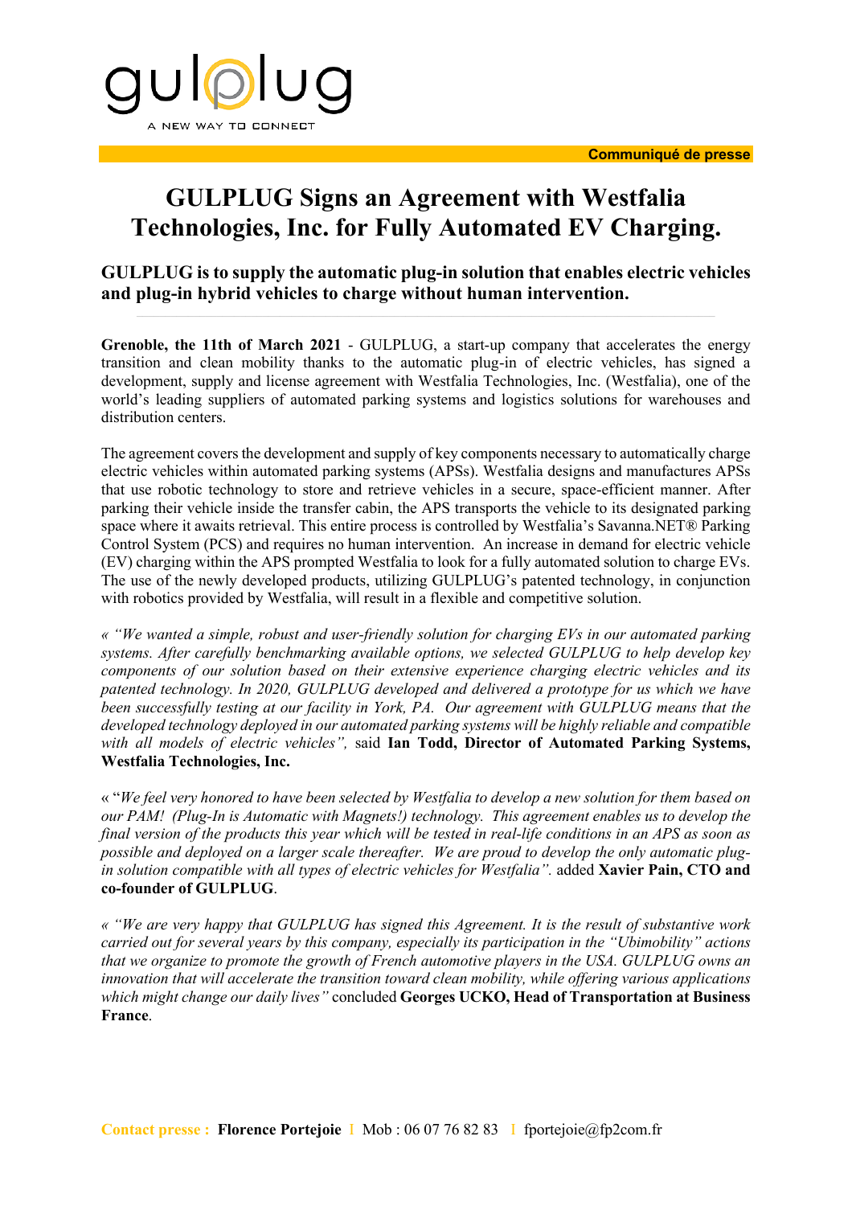gulplug

A NEW WAY TO CONNECT

**Communiqué de presse**

# GULPLUG Signs an Agreement with Westfalia Technologies, Inc. for Fully Automated EV Charging.

## GULPLUG is to supply the automatic plug-in solution that enables electric vehicles and plug-in hybrid vehicles to charge without human intervention.

**Grenoble, the 11th of March 2021** - GULPLUG, a start-up company that accelerates the energy transition and clean mobility thanks to the automatic plug-in of electric vehicles, has signed a development, supply and license agreement with Westfalia Technologies, Inc. (Westfalia), one of the world's leading suppliers of automated parking systems and logistics solutions for warehouses and distribution centers.

The agreement covers the development and supply of key components necessary to automatically charge electric vehicles within automated parking systems (APSs). Westfalia designs and manufactures APSs that use robotic technology to store and retrieve vehicles in a secure, space-efficient manner. After parking their vehicle inside the transfer cabin, the APS transports the vehicle to its designated parking space where it awaits retrieval. This entire process is controlled by Westfalia's Savanna.NET® Parking Control System (PCS) and requires no human intervention. An increase in demand for electric vehicle (EV) charging within the APS prompted Westfalia to look for a fully automated solution to charge EVs. The use of the newly developed products, utilizing GULPLUG's patented technology, in conjunction with robotics provided by Westfalia, will result in a flexible and competitive solution.

*« "We wanted a simple, robust and user-friendly solution for charging EVs in our automated parking systems. After carefully benchmarking available options, we selected GULPLUG to help develop key components of our solution based on their extensive experience charging electric vehicles and its patented technology. In 2020, GULPLUG developed and delivered a prototype for us which we have been successfully testing at our facility in York, PA. Our agreement with GULPLUG means that the developed technology deployed in our automated parking systems will be highly reliable and compatible with all models of electric vehicles",* said **Ian Todd, Director of Automated Parking Systems, Westfalia Technologies, Inc.**

« "*We feel very honored to have been selected by Westfalia to develop a new solution for them based on our PAM! (Plug-In is Automatic with Magnets!) technology. This agreement enables us to develop the final version of the products this year which will be tested in real-life conditions in an APS as soon as possible and deployed on a larger scale thereafter. We are proud to develop the only automatic plug-in solution compatible with all types of electric vehicles for Westfalia".* added **Xavier Pain, CTO and co-founder of GULPLUG**.

*« "We are very happy that GULPLUG has signed this Agreement. It is the result of substantive work carried out for several years by this company, especially its participation in the "Ubimobility" actions that we organize to promote the growth of French automotive players in the USA. GULPLUG owns an innovation that will accelerate the transition toward clean mobility, while offering various applications which might change our daily lives"* concluded **Georges UCKO, Head of Transportation at Business France**.

**Contact presse :** **Florence Portejoie** I Mob : 06 07 76 82 83 I fportejoie@fp2com.fr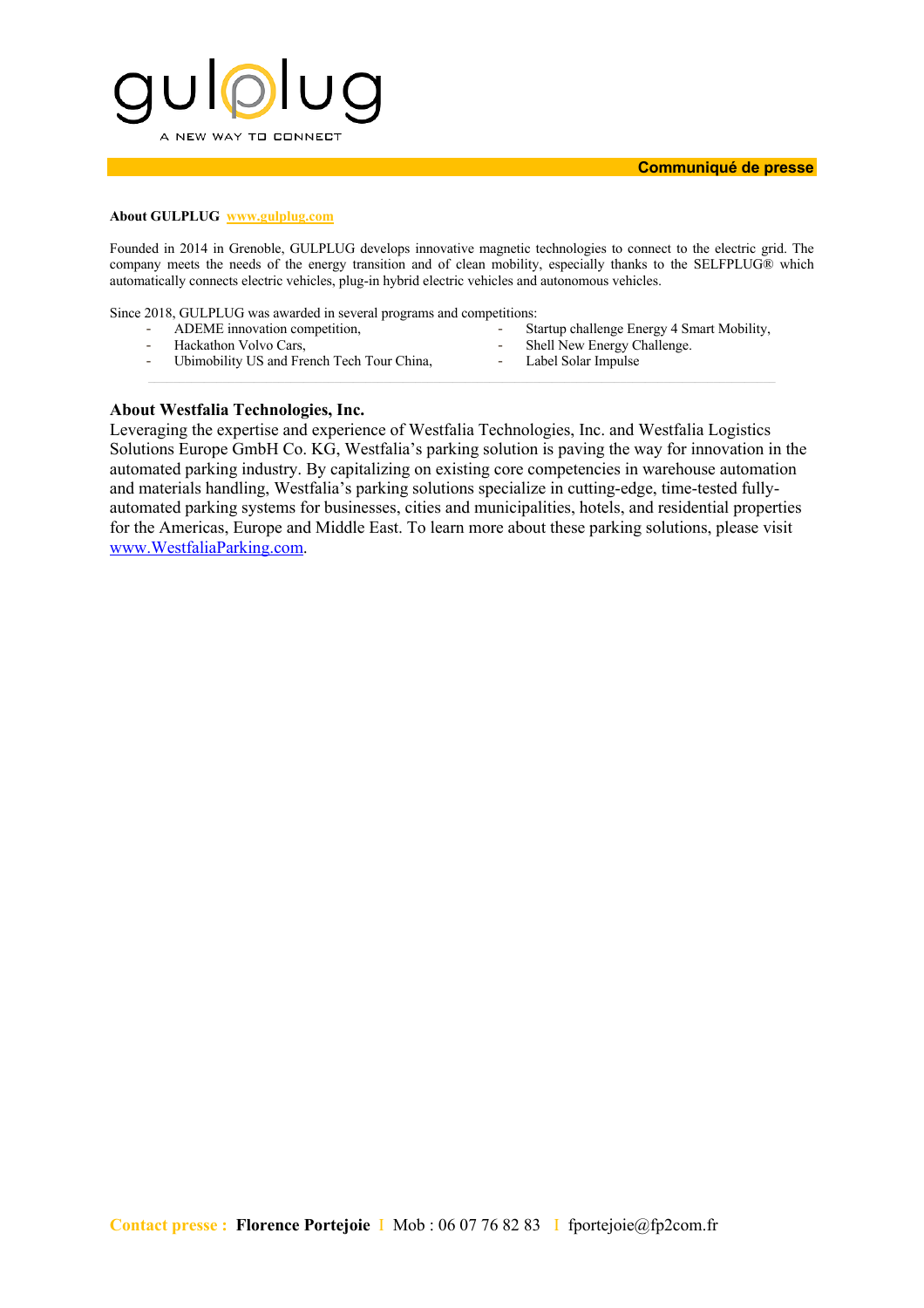gulplug

A NEW WAY TO CONNECT

**Communiqué de presse**

**About GULPLUG** www.gulplug.com

Founded in 2014 in Grenoble, GULPLUG develops innovative magnetic technologies to connect to the electric grid. The company meets the needs of the energy transition and of clean mobility, especially thanks to the SELFPLUG® which automatically connects electric vehicles, plug-in hybrid electric vehicles and autonomous vehicles.

Since 2018, GULPLUG was awarded in several programs and competitions:

- ADEME innovation competition,
- Hackathon Volvo Cars,
- Ubimobility US and French Tech Tour China,
- Startup challenge Energy 4 Smart Mobility,
- Shell New Energy Challenge.
- Label Solar Impulse

**About Westfalia Technologies, Inc.**

Leveraging the expertise and experience of Westfalia Technologies, Inc. and Westfalia Logistics Solutions Europe GmbH Co. KG, Westfalia's parking solution is paving the way for innovation in the automated parking industry. By capitalizing on existing core competencies in warehouse automation and materials handling, Westfalia's parking solutions specialize in cutting-edge, time-tested fully-automated parking systems for businesses, cities and municipalities, hotels, and residential properties for the Americas, Europe and Middle East. To learn more about these parking solutions, please visit www.WestfaliaParking.com.

Contact presse : **Florence Portejoie** I Mob : 06 07 76 82 83 I fportejoie@fp2com.fr